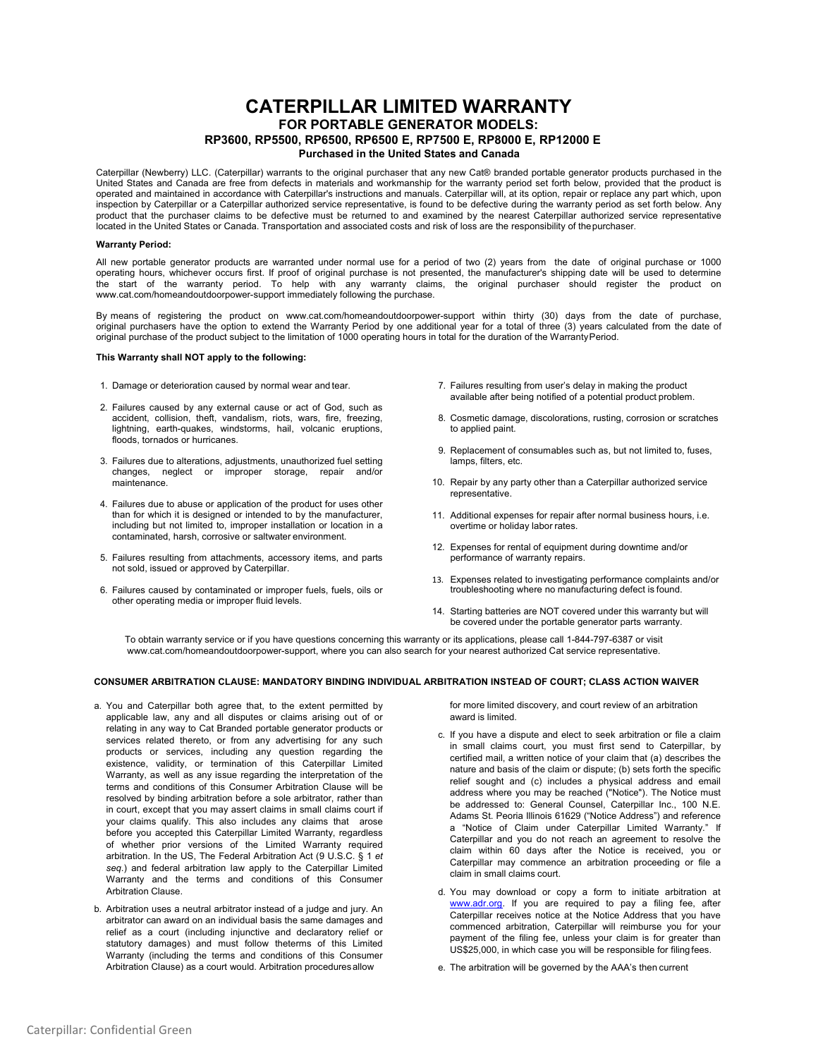# CATERPILLAR LIMITED WARRANTY

## FOR PORTABLE GENERATOR MODELS:

### RP3600, RP5500, RP6500, RP6500 E, RP7500 E, RP8000 E, RP12000 E

**Purchased in the United States and Canada**

Caterpillar (Newberry) LLC. (Caterpillar) warrants to the original purchaser that any new Cat® branded portable generator products purchased in the United States and Canada are free from defects in materials and workmanship for the warranty period set forth below, provided that the product is operated and maintained in accordance with Caterpillar's instructions and manuals. Caterpillar will, at its option, repair or replace any part which, upon inspection by Caterpillar or a Caterpillar authorized service representative, is found to be defective during the warranty period as set forth below. Any product that the purchaser claims to be defective must be returned to and examined by the nearest Caterpillar authorized service representative located in the United States or Canada. Transportation and associated costs and risk of loss are the responsibility of the purchaser.

**Warranty Period:**

All new portable generator products are warranted under normal use for a period of two (2) years from the date of original purchase or 1000 operating hours, whichever occurs first. If proof of original purchase is not presented, the manufacturer's shipping date will be used to determine the start of the warranty period. To help with any warranty claims, the original purchaser should register the product on www.cat.com/homeandoutdoorpower-support immediately following the purchase.

By means of registering the product on www.cat.com/homeandoutdoorpower-support within thirty (30) days from the date of purchase, original purchasers have the option to extend the Warranty Period by one additional year for a total of three (3) years calculated from the date of original purchase of the product subject to the limitation of 1000 operating hours in total for the duration of the Warranty Period.

**This Warranty shall NOT apply to the following:**

1. Damage or deterioration caused by normal wear and tear.
2. Failures caused by any external cause or act of God, such as accident, collision, theft, vandalism, riots, wars, fire, freezing, lightning, earth-quakes, windstorms, hail, volcanic eruptions, floods, tornados or hurricanes.
3. Failures due to alterations, adjustments, unauthorized fuel setting changes, neglect or improper storage, repair and/or maintenance.
4. Failures due to abuse or application of the product for uses other than for which it is designed or intended to by the manufacturer, including but not limited to, improper installation or location in a contaminated, harsh, corrosive or saltwater environment.
5. Failures resulting from attachments, accessory items, and parts not sold, issued or approved by Caterpillar.
6. Failures caused by contaminated or improper fuels, fuels, oils or other operating media or improper fluid levels.
7. Failures resulting from user's delay in making the product available after being notified of a potential product problem.
8. Cosmetic damage, discolorations, rusting, corrosion or scratches to applied paint.
9. Replacement of consumables such as, but not limited to, fuses, lamps, filters, etc.
10. Repair by any party other than a Caterpillar authorized service representative.
11. Additional expenses for repair after normal business hours, i.e. overtime or holiday labor rates.
12. Expenses for rental of equipment during downtime and/or performance of warranty repairs.
13. Expenses related to investigating performance complaints and/or troubleshooting where no manufacturing defect is found.
14. Starting batteries are NOT covered under this warranty but will be covered under the portable generator parts warranty.

To obtain warranty service or if you have questions concerning this warranty or its applications, please call 1-844-797-6387 or visit www.cat.com/homeandoutdoorpower-support, where you can also search for your nearest authorized Cat service representative.

**CONSUMER ARBITRATION CLAUSE: MANDATORY BINDING INDIVIDUAL ARBITRATION INSTEAD OF COURT; CLASS ACTION WAIVER**

a. You and Caterpillar both agree that, to the extent permitted by applicable law, any and all disputes or claims arising out of or relating in any way to Cat Branded portable generator products or services related thereto, or from any advertising for any such products or services, including any question regarding the existence, validity, or termination of this Caterpillar Limited Warranty, as well as any issue regarding the interpretation of the terms and conditions of this Consumer Arbitration Clause will be resolved by binding arbitration before a sole arbitrator, rather than in court, except that you may assert claims in small claims court if your claims qualify. This also includes any claims that arose before you accepted this Caterpillar Limited Warranty, regardless of whether prior versions of the Limited Warranty required arbitration. In the US, The Federal Arbitration Act (9 U.S.C. § 1 *et seq.*) and federal arbitration law apply to the Caterpillar Limited Warranty and the terms and conditions of this Consumer Arbitration Clause.

b. Arbitration uses a neutral arbitrator instead of a judge and jury. An arbitrator can award on an individual basis the same damages and relief as a court (including injunctive and declaratory relief or statutory damages) and must follow the terms of this Limited Warranty (including the terms and conditions of this Consumer Arbitration Clause) as a court would. Arbitration procedures allow for more limited discovery, and court review of an arbitration award is limited.

c. If you have a dispute and elect to seek arbitration or file a claim in small claims court, you must first send to Caterpillar, by certified mail, a written notice of your claim that (a) describes the nature and basis of the claim or dispute; (b) sets forth the specific relief sought and (c) includes a physical address and email address where you may be reached ("Notice"). The Notice must be addressed to: General Counsel, Caterpillar Inc., 100 N.E. Adams St. Peoria Illinois 61629 ("Notice Address") and reference a "Notice of Claim under Caterpillar Limited Warranty." If Caterpillar and you do not reach an agreement to resolve the claim within 60 days after the Notice is received, you or Caterpillar may commence an arbitration proceeding or file a claim in small claims court.

d. You may download or copy a form to initiate arbitration at www.adr.org. If you are required to pay a filing fee, after Caterpillar receives notice at the Notice Address that you have commenced arbitration, Caterpillar will reimburse you for your payment of the filing fee, unless your claim is for greater than US$25,000, in which case you will be responsible for filing fees.

e. The arbitration will be governed by the AAA's then current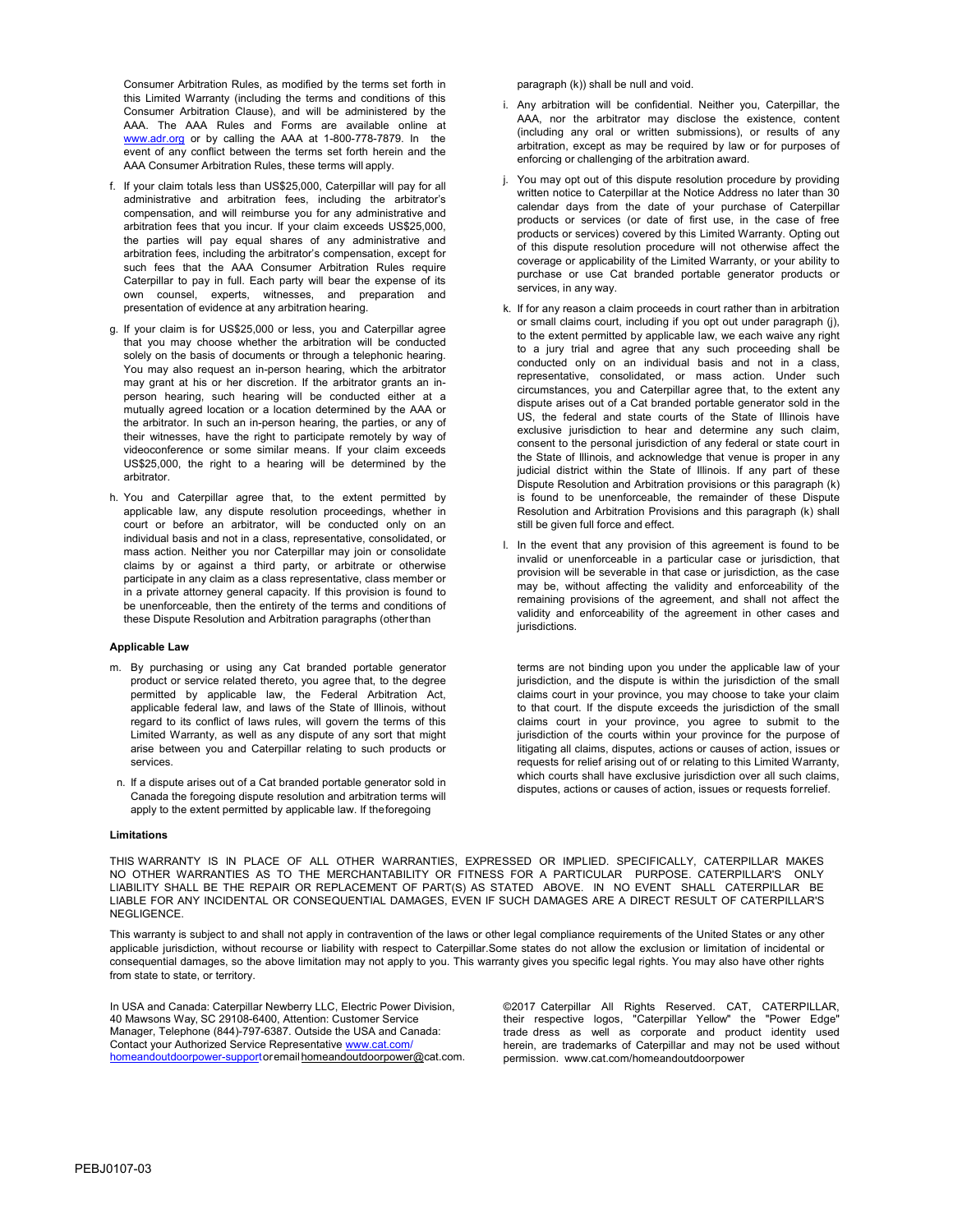Consumer Arbitration Rules, as modified by the terms set forth in this Limited Warranty (including the terms and conditions of this Consumer Arbitration Clause), and will be administered by the AAA. The AAA Rules and Forms are available online at www.adr.org or by calling the AAA at 1-800-778-7879. In the event of any conflict between the terms set forth herein and the AAA Consumer Arbitration Rules, these terms will apply.

f. If your claim totals less than US$25,000, Caterpillar will pay for all administrative and arbitration fees, including the arbitrator's compensation, and will reimburse you for any administrative and arbitration fees that you incur. If your claim exceeds US$25,000, the parties will pay equal shares of any administrative and arbitration fees, including the arbitrator's compensation, except for such fees that the AAA Consumer Arbitration Rules require Caterpillar to pay in full. Each party will bear the expense of its own counsel, experts, witnesses, and preparation and presentation of evidence at any arbitration hearing.

g. If your claim is for US$25,000 or less, you and Caterpillar agree that you may choose whether the arbitration will be conducted solely on the basis of documents or through a telephonic hearing. You may also request an in-person hearing, which the arbitrator may grant at his or her discretion. If the arbitrator grants an in-person hearing, such hearing will be conducted either at a mutually agreed location or a location determined by the AAA or the arbitrator. In such an in-person hearing, the parties, or any of their witnesses, have the right to participate remotely by way of videoconference or some similar means. If your claim exceeds US$25,000, the right to a hearing will be determined by the arbitrator.

h. You and Caterpillar agree that, to the extent permitted by applicable law, any dispute resolution proceedings, whether in court or before an arbitrator, will be conducted only on an individual basis and not in a class, representative, consolidated, or mass action. Neither you nor Caterpillar may join or consolidate claims by or against a third party, or arbitrate or otherwise participate in any claim as a class representative, class member or in a private attorney general capacity. If this provision is found to be unenforceable, then the entirety of the terms and conditions of these Dispute Resolution and Arbitration paragraphs (other than paragraph (k)) shall be null and void.

i. Any arbitration will be confidential. Neither you, Caterpillar, the AAA, nor the arbitrator may disclose the existence, content (including any oral or written submissions), or results of any arbitration, except as may be required by law or for purposes of enforcing or challenging of the arbitration award.

j. You may opt out of this dispute resolution procedure by providing written notice to Caterpillar at the Notice Address no later than 30 calendar days from the date of your purchase of Caterpillar products or services (or date of first use, in the case of free products or services) covered by this Limited Warranty. Opting out of this dispute resolution procedure will not otherwise affect the coverage or applicability of the Limited Warranty, or your ability to purchase or use Cat branded portable generator products or services, in any way.

k. If for any reason a claim proceeds in court rather than in arbitration or small claims court, including if you opt out under paragraph (j), to the extent permitted by applicable law, we each waive any right to a jury trial and agree that any such proceeding shall be conducted only on an individual basis and not in a class, representative, consolidated, or mass action. Under such circumstances, you and Caterpillar agree that, to the extent any dispute arises out of a Cat branded portable generator sold in the US, the federal and state courts of the State of Illinois have exclusive jurisdiction to hear and determine any such claim, consent to the personal jurisdiction of any federal or state court in the State of Illinois, and acknowledge that venue is proper in any judicial district within the State of Illinois. If any part of these Dispute Resolution and Arbitration provisions or this paragraph (k) is found to be unenforceable, the remainder of these Dispute Resolution and Arbitration Provisions and this paragraph (k) shall still be given full force and effect.

l. In the event that any provision of this agreement is found to be invalid or unenforceable in a particular case or jurisdiction, that provision will be severable in that case or jurisdiction, as the case may be, without affecting the validity and enforceability of the remaining provisions of the agreement, and shall not affect the validity and enforceability of the agreement in other cases and jurisdictions.

**Applicable Law**

m. By purchasing or using any Cat branded portable generator product or service related thereto, you agree that, to the degree permitted by applicable law, the Federal Arbitration Act, applicable federal law, and laws of the State of Illinois, without regard to its conflict of laws rules, will govern the terms of this Limited Warranty, as well as any dispute of any sort that might arise between you and Caterpillar relating to such products or services.

n. If a dispute arises out of a Cat branded portable generator sold in Canada the foregoing dispute resolution and arbitration terms will apply to the extent permitted by applicable law. If the foregoing terms are not binding upon you under the applicable law of your jurisdiction, and the dispute is within the jurisdiction of the small claims court in your province, you may choose to take your claim to that court. If the dispute exceeds the jurisdiction of the small claims court in your province, you agree to submit to the jurisdiction of the courts within your province for the purpose of litigating all claims, disputes, actions or causes of action, issues or requests for relief arising out of or relating to this Limited Warranty, which courts shall have exclusive jurisdiction over all such claims, disputes, actions or causes of action, issues or requests for relief.

**Limitations**

THIS WARRANTY IS IN PLACE OF ALL OTHER WARRANTIES, EXPRESSED OR IMPLIED. SPECIFICALLY, CATERPILLAR MAKES NO OTHER WARRANTIES AS TO THE MERCHANTABILITY OR FITNESS FOR A PARTICULAR PURPOSE. CATERPILLAR'S ONLY LIABILITY SHALL BE THE REPAIR OR REPLACEMENT OF PART(S) AS STATED ABOVE. IN NO EVENT SHALL CATERPILLAR BE LIABLE FOR ANY INCIDENTAL OR CONSEQUENTIAL DAMAGES, EVEN IF SUCH DAMAGES ARE A DIRECT RESULT OF CATERPILLAR'S NEGLIGENCE.

This warranty is subject to and shall not apply in contravention of the laws or other legal compliance requirements of the United States or any other applicable jurisdiction, without recourse or liability with respect to Caterpillar.Some states do not allow the exclusion or limitation of incidental or consequential damages, so the above limitation may not apply to you. This warranty gives you specific legal rights. You may also have other rights from state to state, or territory.

In USA and Canada: Caterpillar Newberry LLC, Electric Power Division, 40 Mawsons Way, SC 29108-6400, Attention: Customer Service Manager, Telephone (844)-797-6387. Outside the USA and Canada: Contact your Authorized Service Representative www.cat.com/homeandoutdoorpower-support or email homeandoutdoorpower@cat.com.

©2017 Caterpillar All Rights Reserved. CAT, CATERPILLAR, their respective logos, "Caterpillar Yellow" the "Power Edge" trade dress as well as corporate and product identity used herein, are trademarks of Caterpillar and may not be used without permission. www.cat.com/homeandoutdoorpower

PEBJ0107-03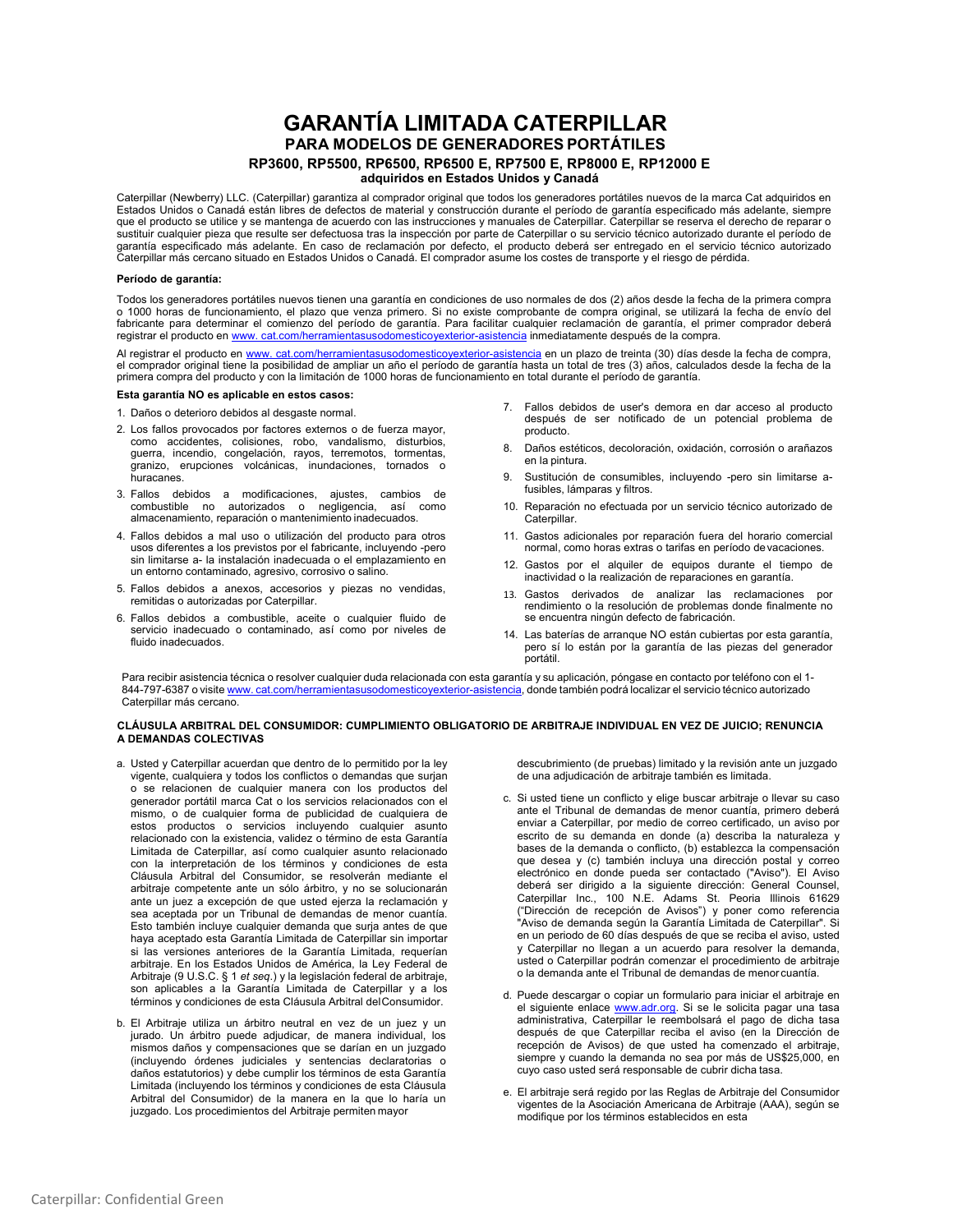# GARANTÍA LIMITADA CATERPILLAR

## PARA MODELOS DE GENERADORES PORTÁTILES

### RP3600, RP5500, RP6500, RP6500 E, RP7500 E, RP8000 E, RP12000 E

**adquiridos en Estados Unidos y Canadá**

Caterpillar (Newberry) LLC. (Caterpillar) garantiza al comprador original que todos los generadores portátiles nuevos de la marca Cat adquiridos en Estados Unidos o Canadá están libres de defectos de material y construcción durante el período de garantía especificado más adelante, siempre que el producto se utilice y se mantenga de acuerdo con las instrucciones y manuales de Caterpillar. Caterpillar se reserva el derecho de reparar o sustituir cualquier pieza que resulte ser defectuosa tras la inspección por parte de Caterpillar o su servicio técnico autorizado durante el período de garantía especificado más adelante. En caso de reclamación por defecto, el producto deberá ser entregado en el servicio técnico autorizado Caterpillar más cercano situado en Estados Unidos o Canadá. El comprador asume los costes de transporte y el riesgo de pérdida.

**Período de garantía:**

Todos los generadores portátiles nuevos tienen una garantía en condiciones de uso normales de dos (2) años desde la fecha de la primera compra o 1000 horas de funcionamiento, el plazo que venza primero. Si no existe comprobante de compra original, se utilizará la fecha de envío del fabricante para determinar el comienzo del período de garantía. Para facilitar cualquier reclamación de garantía, el primer comprador deberá registrar el producto en www. cat.com/herramientasusodomesticoyexterior-asistencia inmediatamente después de la compra.

Al registrar el producto en www. cat.com/herramientasusodomesticoyexterior-asistencia en un plazo de treinta (30) días desde la fecha de compra, el comprador original tiene la posibilidad de ampliar un año el período de garantía hasta un total de tres (3) años, calculados desde la fecha de la primera compra del producto y con la limitación de 1000 horas de funcionamiento en total durante el período de garantía.

**Esta garantía NO es aplicable en estos casos:**

1. Daños o deterioro debidos al desgaste normal.
2. Los fallos provocados por factores externos o de fuerza mayor, como accidentes, colisiones, robo, vandalismo, disturbios, guerra, incendio, congelación, rayos, terremotos, tormentas, granizo, erupciones volcánicas, inundaciones, tornados o huracanes.
3. Fallos debidos a modificaciones, ajustes, cambios de combustible no autorizados o negligencia, así como almacenamiento, reparación o mantenimiento inadecuados.
4. Fallos debidos a mal uso o utilización del producto para otros usos diferentes a los previstos por el fabricante, incluyendo -pero sin limitarse a- la instalación inadecuada o el emplazamiento en un entorno contaminado, agresivo, corrosivo o salino.
5. Fallos debidos a anexos, accesorios y piezas no vendidas, remitidas o autorizadas por Caterpillar.
6. Fallos debidos a combustible, aceite o cualquier fluido de servicio inadecuado o contaminado, así como por niveles de fluido inadecuados.
7. Fallos debidos de user's demora en dar acceso al producto después de ser notificado de un potencial problema de producto.
8. Daños estéticos, decoloración, oxidación, corrosión o arañazos en la pintura.
9. Sustitución de consumibles, incluyendo -pero sin limitarse a- fusibles, lámparas y filtros.
10. Reparación no efectuada por un servicio técnico autorizado de Caterpillar.
11. Gastos adicionales por reparación fuera del horario comercial normal, como horas extras o tarifas en período de vacaciones.
12. Gastos por el alquiler de equipos durante el tiempo de inactividad o la realización de reparaciones en garantía.
13. Gastos derivados de analizar las reclamaciones por rendimiento o la resolución de problemas donde finalmente no se encuentra ningún defecto de fabricación.
14. Las baterías de arranque NO están cubiertas por esta garantía, pero sí lo están por la garantía de las piezas del generador portátil.

Para recibir asistencia técnica o resolver cualquier duda relacionada con esta garantía y su aplicación, póngase en contacto por teléfono con el 1-844-797-6387 o visite www. cat.com/herramientasusodomesticoyexterior-asistencia, donde también podrá localizar el servicio técnico autorizado Caterpillar más cercano.

**CLÁUSULA ARBITRAL DEL CONSUMIDOR: CUMPLIMIENTO OBLIGATORIO DE ARBITRAJE INDIVIDUAL EN VEZ DE JUICIO; RENUNCIA A DEMANDAS COLECTIVAS**

a. Usted y Caterpillar acuerdan que dentro de lo permitido por la ley vigente, cualquiera y todos los conflictos o demandas que surjan o se relacionen de cualquier manera con los productos del generador portátil marca Cat o los servicios relacionados con el mismo, o de cualquier forma de publicidad de cualquiera de estos productos o servicios incluyendo cualquier asunto relacionado con la existencia, validez o término de esta Garantía Limitada de Caterpillar, así como cualquier asunto relacionado con la interpretación de los términos y condiciones de esta Cláusula Arbitral del Consumidor, se resolverán mediante el arbitraje competente ante un sólo árbitro, y no se solucionarán ante un juez a excepción de que usted ejerza la reclamación y sea aceptada por un Tribunal de demandas de menor cuantía. Esto también incluye cualquier demanda que surja antes de que haya aceptado esta Garantía Limitada de Caterpillar sin importar si las versiones anteriores de la Garantía Limitada, requerían arbitraje. En los Estados Unidos de América, la Ley Federal de Arbitraje (9 U.S.C. § 1 *et seq.*) y la legislación federal de arbitraje, son aplicables a la Garantía Limitada de Caterpillar y a los términos y condiciones de esta Cláusula Arbitral del Consumidor.

b. El Arbitraje utiliza un árbitro neutral en vez de un juez y un jurado. Un árbitro puede adjudicar, de manera individual, los mismos daños y compensaciones que se darían en un juzgado (incluyendo órdenes judiciales y sentencias declaratorias o daños estatutorios) y debe cumplir los términos de esta Garantía Limitada (incluyendo los términos y condiciones de esta Cláusula Arbitral del Consumidor) de la manera en la que lo haría un juzgado. Los procedimientos del Arbitraje permiten mayor descubrimiento (de pruebas) limitado y la revisión ante un juzgado de una adjudicación de arbitraje también es limitada.

c. Si usted tiene un conflicto y elige buscar arbitraje o llevar su caso ante el Tribunal de demandas de menor cuantía, primero deberá enviar a Caterpillar, por medio de correo certificado, un aviso por escrito de su demanda en donde (a) describa la naturaleza y bases de la demanda o conflicto, (b) establezca la compensación que desea y (c) también incluya una dirección postal y correo electrónico en donde pueda ser contactado ("Aviso"). El Aviso deberá ser dirigido a la siguiente dirección: General Counsel, Caterpillar Inc., 100 N.E. Adams St. Peoria Illinois 61629 ("Dirección de recepción de Avisos") y poner como referencia "Aviso de demanda según la Garantía Limitada de Caterpillar". Si en un periodo de 60 días después de que se reciba el aviso, usted y Caterpillar no llegan a un acuerdo para resolver la demanda, usted o Caterpillar podrán comenzar el procedimiento de arbitraje o la demanda ante el Tribunal de demandas de menor cuantía.

d. Puede descargar o copiar un formulario para iniciar el arbitraje en el siguiente enlace www.adr.org. Si se le solicita pagar una tasa administrativa, Caterpillar le reembolsará el pago de dicha tasa después de que Caterpillar reciba el aviso (en la Dirección de recepción de Avisos) de que usted ha comenzado el arbitraje, siempre y cuando la demanda no sea por más de US$25,000, en cuyo caso usted será responsable de cubrir dicha tasa.

e. El arbitraje será regido por las Reglas de Arbitraje del Consumidor vigentes de la Asociación Americana de Arbitraje (AAA), según se modifique por los términos establecidos en esta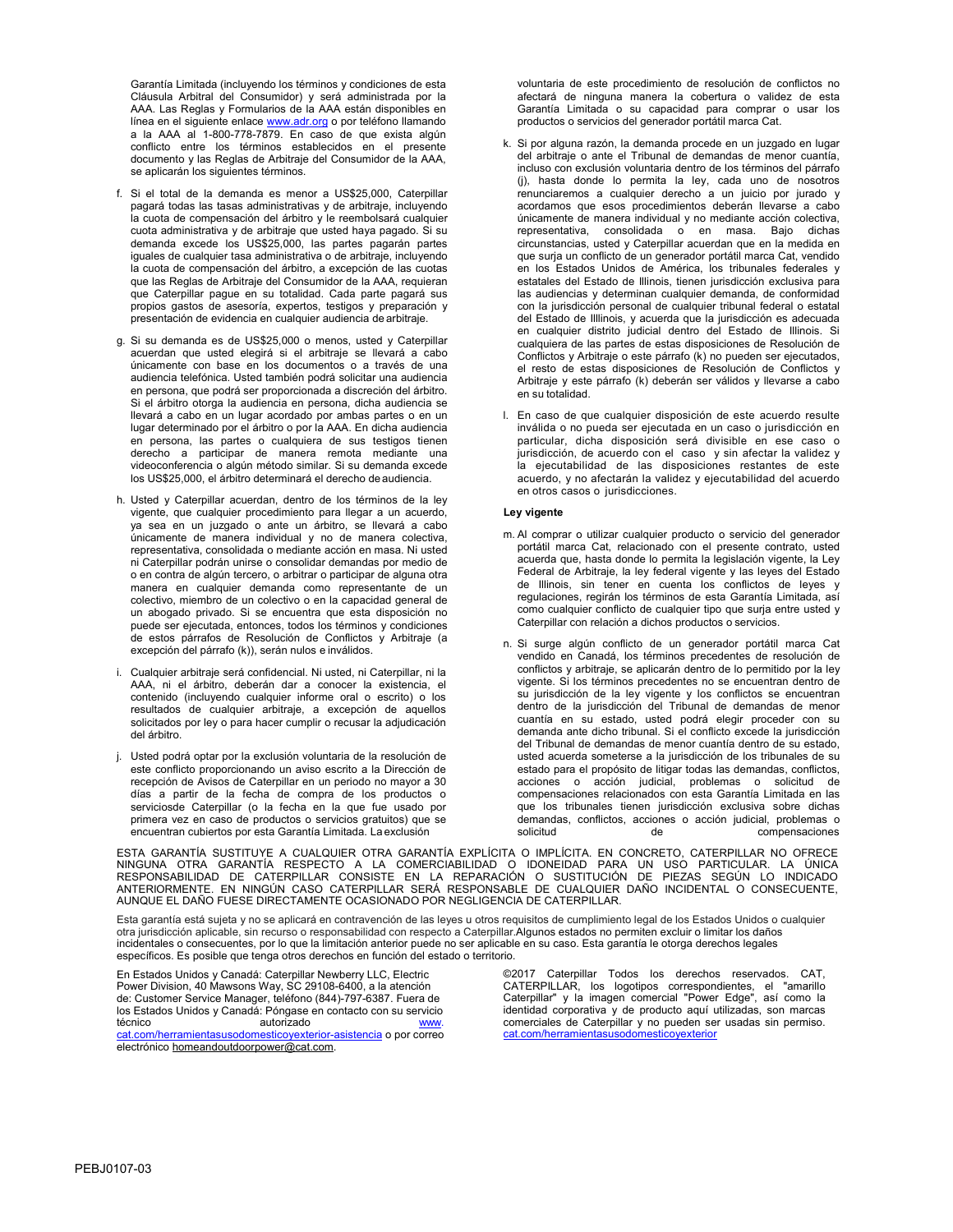Garantía Limitada (incluyendo los términos y condiciones de esta Cláusula Arbitral del Consumidor) y será administrada por la AAA. Las Reglas y Formularios de la AAA están disponibles en línea en el siguiente enlace www.adr.org o por teléfono llamando a la AAA al 1-800-778-7879. En caso de que exista algún conflicto entre los términos establecidos en el presente documento y las Reglas de Arbitraje del Consumidor de la AAA, se aplicarán los siguientes términos.

f. Si el total de la demanda es menor a US$25,000, Caterpillar pagará todas las tasas administrativas y de arbitraje, incluyendo la cuota de compensación del árbitro y le reembolsará cualquier cuota administrativa y de arbitraje que usted haya pagado. Si su demanda excede los US$25,000, las partes pagarán partes iguales de cualquier tasa administrativa o de arbitraje, incluyendo la cuota de compensación del árbitro, a excepción de las cuotas que las Reglas de Arbitraje del Consumidor de la AAA, requieran que Caterpillar pague en su totalidad. Cada parte pagará sus propios gastos de asesoría, expertos, testigos y preparación y presentación de evidencia en cualquier audiencia de arbitraje.

g. Si su demanda es de US$25,000 o menos, usted y Caterpillar acuerdan que usted elegirá si el arbitraje se llevará a cabo únicamente con base en los documentos o a través de una audiencia telefónica. Usted también podrá solicitar una audiencia en persona, que podrá ser proporcionada a discreción del árbitro. Si el árbitro otorga la audiencia en persona, dicha audiencia se llevará a cabo en un lugar acordado por ambas partes o en un lugar determinado por el árbitro o por la AAA. En dicha audiencia en persona, las partes o cualquiera de sus testigos tienen derecho a participar de manera remota mediante una videoconferencia o algún método similar. Si su demanda excede los US$25,000, el árbitro determinará el derecho de audiencia.

h. Usted y Caterpillar acuerdan, dentro de los términos de la ley vigente, que cualquier procedimiento para llegar a un acuerdo, ya sea en un juzgado o ante un árbitro, se llevará a cabo únicamente de manera individual y no de manera colectiva, representativa, consolidada o mediante acción en masa. Ni usted ni Caterpillar podrán unirse o consolidar demandas por medio de o en contra de algún tercero, o arbitrar o participar de alguna otra manera en cualquier demanda como representante de un colectivo, miembro de un colectivo o en la capacidad general de un abogado privado. Si se encuentra que esta disposición no puede ser ejecutada, entonces, todos los términos y condiciones de estos párrafos de Resolución de Conflictos y Arbitraje (a excepción del párrafo (k)), serán nulos e inválidos.

i. Cualquier arbitraje será confidencial. Ni usted, ni Caterpillar, ni la AAA, ni el árbitro, deberán dar a conocer la existencia, el contenido (incluyendo cualquier informe oral o escrito) o los resultados de cualquier arbitraje, a excepción de aquellos solicitados por ley o para hacer cumplir o recusar la adjudicación del árbitro.

j. Usted podrá optar por la exclusión voluntaria de la resolución de este conflicto proporcionando un aviso escrito a la Dirección de recepción de Avisos de Caterpillar en un periodo no mayor a 30 días a partir de la fecha de compra de los productos o serviciosde Caterpillar (o la fecha en la que fue usado por primera vez en caso de productos o servicios gratuitos) que se encuentran cubiertos por esta Garantía Limitada. La exclusión voluntaria de este procedimiento de resolución de conflictos no afectará de ninguna manera la cobertura o validez de esta Garantía Limitada o su capacidad para comprar o usar los productos o servicios del generador portátil marca Cat.

k. Si por alguna razón, la demanda procede en un juzgado en lugar del arbitraje o ante el Tribunal de demandas de menor cuantía, incluso con exclusión voluntaria dentro de los términos del párrafo (j), hasta donde lo permita la ley, cada uno de nosotros renunciaremos a cualquier derecho a un juicio por jurado y acordamos que esos procedimientos deberán llevarse a cabo únicamente de manera individual y no mediante acción colectiva, representativa, consolidada o en masa. Bajo dichas circunstancias, usted y Caterpillar acuerdan que en la medida en que surja un conflicto de un generador portátil marca Cat, vendido en los Estados Unidos de América, los tribunales federales y estatales del Estado de Illinois, tienen jurisdicción exclusiva para las audiencias y determinan cualquier demanda, de conformidad con la jurisdicción personal de cualquier tribunal federal o estatal del Estado de Illinois, y acuerda que la jurisdicción es adecuada en cualquier distrito judicial dentro del Estado de Illinois. Si cualquiera de las partes de estas disposiciones de Resolución de Conflictos y Arbitraje o este párrafo (k) no pueden ser ejecutados, el resto de estas disposiciones de Resolución de Conflictos y Arbitraje y este párrafo (k) deberán ser válidos y llevarse a cabo en su totalidad.

l. En caso de que cualquier disposición de este acuerdo resulte inválida o no pueda ser ejecutada en un caso o jurisdicción en particular, dicha disposición será divisible en ese caso o jurisdicción, de acuerdo con el caso y sin afectar la validez y la ejecutabilidad de las disposiciones restantes de este acuerdo, y no afectarán la validez y ejecutabilidad del acuerdo en otros casos o jurisdicciones.

**Ley vigente**

m. Al comprar o utilizar cualquier producto o servicio del generador portátil marca Cat, relacionado con el presente contrato, usted acuerda que, hasta donde lo permita la legislación vigente, la Ley Federal de Arbitraje, la ley federal vigente y las leyes del Estado de Illinois, sin tener en cuenta los conflictos de leyes y regulaciones, regirán los términos de esta Garantía Limitada, así como cualquier conflicto de cualquier tipo que surja entre usted y Caterpillar con relación a dichos productos o servicios.

n. Si surge algún conflicto de un generador portátil marca Cat vendido en Canadá, los términos precedentes de resolución de conflictos y arbitraje, se aplicarán dentro de lo permitido por la ley vigente. Si los términos precedentes no se encuentran dentro de su jurisdicción de la ley vigente y los conflictos se encuentran dentro de la jurisdicción del Tribunal de demandas de menor cuantía en su estado, usted podrá elegir proceder con su demanda ante dicho tribunal. Si el conflicto excede la jurisdicción del Tribunal de demandas de menor cuantía dentro de su estado, usted acuerda someterse a la jurisdicción de los tribunales de su estado para el propósito de litigar todas las demandas, conflictos, acciones o acción judicial, problemas o solicitud de compensaciones relacionados con esta Garantía Limitada en las que los tribunales tienen jurisdicción exclusiva sobre dichas demandas, conflictos, acciones o acción judicial, problemas o solicitud de compensaciones

ESTA GARANTÍA SUSTITUYE A CUALQUIER OTRA GARANTÍA EXPLÍCITA O IMPLÍCITA. EN CONCRETO, CATERPILLAR NO OFRECE NINGUNA OTRA GARANTÍA RESPECTO A LA COMERCIABILIDAD O IDONEIDAD PARA UN USO PARTICULAR. LA ÚNICA RESPONSABILIDAD DE CATERPILLAR CONSISTE EN LA REPARACIÓN O SUSTITUCIÓN DE PIEZAS SEGÚN LO INDICADO ANTERIORMENTE. EN NINGÚN CASO CATERPILLAR SERÁ RESPONSABLE DE CUALQUIER DAÑO INCIDENTAL O CONSECUENTE, AUNQUE EL DAÑO FUESE DIRECTAMENTE OCASIONADO POR NEGLIGENCIA DE CATERPILLAR.

Esta garantía está sujeta y no se aplicará en contravención de las leyes u otros requisitos de cumplimiento legal de los Estados Unidos o cualquier otra jurisdicción aplicable, sin recurso o responsabilidad con respecto a Caterpillar.Algunos estados no permiten excluir o limitar los daños incidentales o consecuentes, por lo que la limitación anterior puede no ser aplicable en su caso. Esta garantía le otorga derechos legales específicos. Es posible que tenga otros derechos en función del estado o territorio.

En Estados Unidos y Canadá: Caterpillar Newberry LLC, Electric Power Division, 40 Mawsons Way, SC 29108-6400, a la atención de: Customer Service Manager, teléfono (844)-797-6387. Fuera de los Estados Unidos y Canadá: Póngase en contacto con su servicio técnico autorizado www.cat.com/herramientasusodomesticoyexterior-asistencia o por correo electrónico homeandoutdoorpower@cat.com.

©2017 Caterpillar Todos los derechos reservados. CAT, CATERPILLAR, los logotipos correspondientes, el "amarillo Caterpillar" y la imagen comercial "Power Edge", así como la identidad corporativa y de producto aquí utilizadas, son marcas comerciales de Caterpillar y no pueden ser usadas sin permiso. cat.com/herramientasusodomesticoyexterior

PEBJ0107-03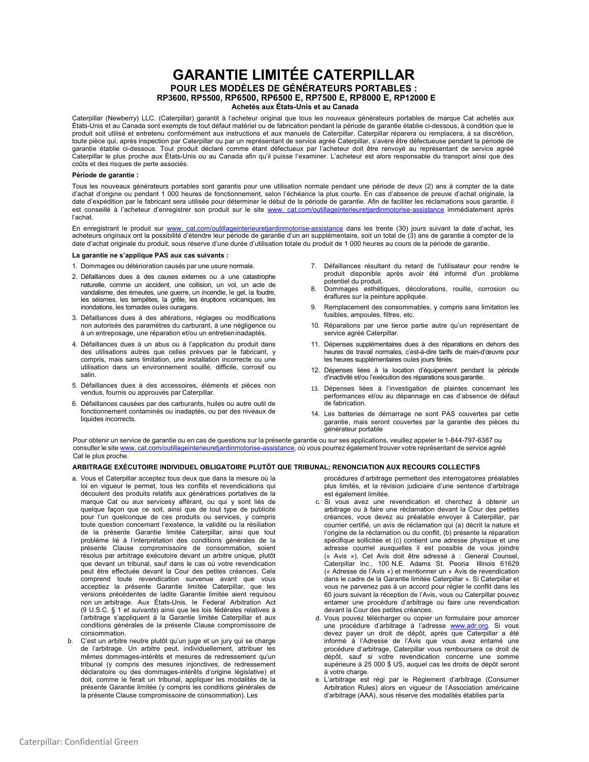# GARANTIE LIMITÉE CATERPILLAR

### POUR LES MODÈLES DE GÉNÉRATEURS PORTABLES : RP3600, RP5500, RP6500, RP6500 E, RP7500 E, RP8000 E, RP12000 E

**Achetés aux États-Unis et au Canada**

Caterpillar (Newberry) LLC. (Caterpillar) garantit à l'acheteur original que tous les nouveaux générateurs portables de marque Cat achetés aux États-Unis et au Canada sont exempts de tout défaut matériel ou de fabrication pendant la période de garantie établie ci-dessous, à condition que le produit soit utilisé et entretenu conformément aux instructions et aux manuels de Caterpillar. Caterpillar réparera ou remplacera, à sa discrétion, toute pièce qui, après inspection par Caterpillar ou par un représentant de service agréé Caterpillar, s'avère être défectueuse pendant la période de garantie établie ci-dessous. Tout produit déclaré comme étant défectueux par l'acheteur doit être renvoyé au représentant de service agréé Caterpillar le plus proche aux États-Unis ou au Canada afin qu'il puisse l'examiner. L'acheteur est alors responsable du transport ainsi que des coûts et des risques de perte associés.

**Période de garantie :**

Tous les nouveaux générateurs portables sont garantis pour une utilisation normale pendant une période de deux (2) ans à compter de la date d'achat d'origine ou pendant 1 000 heures de fonctionnement, selon l'échéance la plus courte. En cas d'absence de preuve d'achat originale, la date d'expédition par le fabricant sera utilisée pour déterminer le début de la période de garantie. Afin de faciliter les réclamations sous garantie, il est conseillé à l'acheteur d'enregistrer son produit sur le site www. cat.com/outillageinterieuretjardinmotorise-assistance immédiatement après l'achat.

En enregistrant le produit sur www. cat.com/outillageinterieuretjardinmotorise-assistance dans les trente (30) jours suivant la date d'achat, les acheteurs originaux ont la possibilité d'étendre leur période de garantie d'un an supplémentaire, soit un total de (3) ans de garantie à compter de la date d'achat originale du produit, sous réserve d'une durée d'utilisation totale du produit de 1 000 heures au cours de la période de garantie.

**La garantie ne s'applique PAS aux cas suivants :**

1. Dommages ou détérioration causés par une usure normale.
2. Défaillances dues à des causes externes ou à une catastrophe naturelle, comme un accident, une collision, un vol, un acte de vandalisme, des émeutes, une guerre, un incendie, le gel, la foudre, les séismes, les tempêtes, la grêle, les éruptions volcaniques, les inondations, les tornades ou les ouragans.
3. Défaillances dues à des altérations, réglages ou modifications non autorisés des paramètres du carburant, à une négligence ou à un entreposage, une réparation et/ou un entretien inadaptés.
4. Défaillances dues à un abus ou à l'application du produit dans des utilisations autres que celles prévues par le fabricant, y compris, mais sans limitation, une installation incorrecte ou une utilisation dans un environnement souillé, difficile, corrosif ou salin.
5. Défaillances dues à des accessoires, éléments et pièces non vendus, fournis ou approuvés par Caterpillar.
6. Défaillances causées par des carburants, huiles ou autre outil de fonctionnement contaminés ou inadaptés, ou par des niveaux de liquides incorrects.
7. Défaillances résultant du retard de l'utilisateur pour rendre le produit disponible après avoir été informé d'un problème potentiel du produit.
8. Dommages esthétiques, décolorations, rouille, corrosion ou éraflures sur la peinture appliquée.
9. Remplacement des consommables, y compris sans limitation les fusibles, ampoules, filtres, etc.
10. Réparations par une tierce partie autre qu'un représentant de service agréé Caterpillar.
11. Dépenses supplémentaires dues à des réparations en dehors des heures de travail normales, c'est-à-dire tarifs de main-d'œuvre pour les heures supplémentaires ou les jours fériés.
12. Dépenses liées à la location d'équipement pendant la période d'inactivité et/ou l'exécution des réparations sous garantie.
13. Dépenses liées à l'investigation de plaintes concernant les performances et/ou au dépannage en cas d'absence de défaut de fabrication.
14. Les batteries de démarrage ne sont PAS couvertes par cette garantie, mais seront couvertes par la garantie des pièces du générateur portable

Pour obtenir un service de garantie ou en cas de questions sur la présente garantie ou sur ses applications, veuillez appeler le 1-844-797-6387 ou consulter le site www. cat.com/outillageinterieuretjardinmotorise-assistance, où vous pourrez également trouver votre représentant de service agréé Cat le plus proche.

**ARBITRAGE EXÉCUTOIRE INDIVIDUEL OBLIGATOIRE PLUTÔT QUE TRIBUNAL; RENONCIATION AUX RECOURS COLLECTIFS**

a. Vous et Caterpillar acceptez tous deux que dans la mesure où la loi en vigueur le permet, tous les conflits et revendications qui découlent des produits relatifs aux génératrices portatives de la marque Cat ou aux servicesy afférant, ou qui y sont liés de quelque façon que ce soit, ainsi que de tout type de publicité pour l'un quelconque de ces produits ou services, y compris toute question concernant l'existence, la validité ou la résiliation de la présente Garantie limitée Caterpillar, ainsi que tout problème lié à l'interprétation des conditions générales de la présente Clause compromissoire de consommation, soient résolus par arbitrage exécutoire devant un arbitre unique, plutôt que devant un tribunal, sauf dans le cas où votre revendication peut être effectuée devant la Cour des petites créances. Cela comprend toute revendication survenue avant que vous acceptiez la présente Garantie limitée Caterpillar, que les versions précédentes de ladite Garantie limitée aient requisou non un arbitrage. Aux États-Unis, le Federal Arbitration Act (9 U.S.C. § 1 *et suivants*) ainsi que les lois fédérales relatives à l'arbitrage s'appliquent à la Garantie limitée Caterpillar et aux conditions générales de la présente Clause compromissoire de consommation.

b. C'est un arbitre neutre plutôt qu'un juge et un jury qui se charge de l'arbitrage. Un arbitre peut, individuellement, attribuer les mêmes dommages-intérêts et mesures de redressement qu'un tribunal (y compris des mesures injonctives, de redressement déclaratoire ou des dommages-intérêts d'origine législative) et doit, comme le ferait un tribunal, appliquer les modalités de la présente Garantie limitée (y compris les conditions générales de la présente Clause compromissoire de consommation). Les procédures d'arbitrage permettent des interrogatoires préalables plus limités, et la révision judiciaire d'une sentence d'arbitrage est également limitée.

c. Si vous avez une revendication et cherchez à obtenir un arbitrage ou à faire une réclamation devant la Cour des petites créances, vous devez au préalable envoyer à Caterpillar, par courrier certifié, un avis de réclamation qui (a) décrit la nature et l'origine de la réclamation ou du conflit, (b) présente la réparation spécifique sollicitée et (c) contient une adresse physique et une adresse courriel auxquelles il est possible de vous joindre (« Avis »). Cet Avis doit être adressé à : General Counsel, Caterpillar Inc., 100 N.E. Adams St. Peoria Illinois 61629 (« Adresse de l'Avis ») et mentionner un « Avis de revendication dans le cadre de la Garantie limitée Caterpillar ». Si Caterpillar et vous ne parvenez pas à un accord pour régler le conflit dans les 60 jours suivant la réception de l'Avis, vous ou Caterpillar pouvez entamer une procédure d'arbitrage ou faire une revendication devant la Cour des petites créances.

d. Vous pouvez télécharger ou copier un formulaire pour amorcer une procédure d'arbitrage à l'adresse www.adr.org. Si vous devez payer un droit de dépôt, après que Caterpillar a été informé à l'Adresse de l'Avis que vous avez entamé une procédure d'arbitrage, Caterpillar vous remboursera ce droit de dépôt, sauf si votre revendication concerne une somme supérieure à 25 000 $ US, auquel cas les droits de dépôt seront à votre charge.

e. L'arbitrage est régi par le Règlement d'arbitrage (Consumer Arbitration Rules) alors en vigueur de l'Association américaine d'arbitrage (AAA), sous réserve des modalités établies par la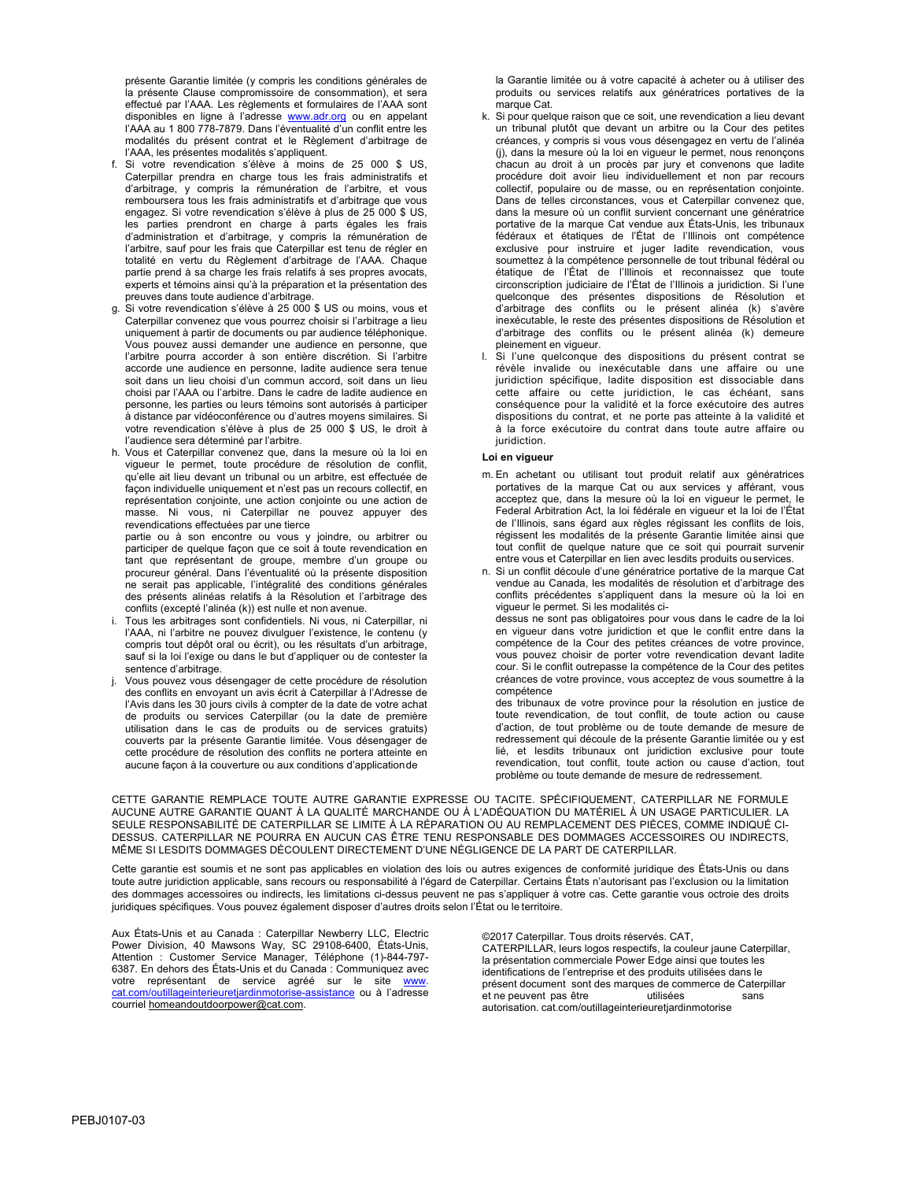présente Garantie limitée (y compris les conditions générales de la présente Clause compromissoire de consommation), et sera effectué par l'AAA. Les règlements et formulaires de l'AAA sont disponibles en ligne à l'adresse www.adr.org ou en appelant l'AAA au 1 800 778-7879. Dans l'éventualité d'un conflit entre les modalités du présent contrat et le Règlement d'arbitrage de l'AAA, les présentes modalités s'appliquent.

f. Si votre revendication s'élève à moins de 25 000 $ US, Caterpillar prendra en charge tous les frais administratifs et d'arbitrage, y compris la rémunération de l'arbitre, et vous remboursera tous les frais administratifs et d'arbitrage que vous engagez. Si votre revendication s'élève à plus de 25 000 $ US, les parties prendront en charge à parts égales les frais d'administration et d'arbitrage, y compris la rémunération de l'arbitre, sauf pour les frais que Caterpillar est tenu de régler en totalité en vertu du Règlement d'arbitrage de l'AAA. Chaque partie prend à sa charge les frais relatifs à ses propres avocats, experts et témoins ainsi qu'à la préparation et la présentation des preuves dans toute audience d'arbitrage.
g. Si votre revendication s'élève à 25 000 $ US ou moins, vous et Caterpillar convenez que vous pourrez choisir si l'arbitrage a lieu uniquement à partir de documents ou par audience téléphonique. Vous pouvez aussi demander une audience en personne, que l'arbitre pourra accorder à son entière discrétion. Si l'arbitre accorde une audience en personne, ladite audience sera tenue soit dans un lieu choisi d'un commun accord, soit dans un lieu choisi par l'AAA ou l'arbitre. Dans le cadre de ladite audience en personne, les parties ou leurs témoins sont autorisés à participer à distance par vidéoconférence ou d'autres moyens similaires. Si votre revendication s'élève à plus de 25 000 $ US, le droit à l'audience sera déterminé par l'arbitre.
h. Vous et Caterpillar convenez que, dans la mesure où la loi en vigueur le permet, toute procédure de résolution de conflit, qu'elle ait lieu devant un tribunal ou un arbitre, est effectuée de façon individuelle uniquement et n'est pas un recours collectif, en représentation conjointe, une action conjointe ou une action de masse. Ni vous, ni Caterpillar ne pouvez appuyer des revendications effectuées par une tierce partie ou à son encontre ou vous y joindre, ou arbitrer ou participer de quelque façon que ce soit à toute revendication en tant que représentant de groupe, membre d'un groupe ou procureur général. Dans l'éventualité où la présente disposition ne serait pas applicable, l'intégralité des conditions générales des présents alinéas relatifs à la Résolution et l'arbitrage des conflits (excepté l'alinéa (k)) est nulle et non avenue.
i. Tous les arbitrages sont confidentiels. Ni vous, ni Caterpillar, ni l'AAA, ni l'arbitre ne pouvez divulguer l'existence, le contenu (y compris tout dépôt oral ou écrit), ou les résultats d'un arbitrage, sauf si la loi l'exige ou dans le but d'appliquer ou de contester la sentence d'arbitrage.
j. Vous pouvez vous désengager de cette procédure de résolution des conflits en envoyant un avis écrit à Caterpillar à l'Adresse de l'Avis dans les 30 jours civils à compter de la date de votre achat de produits ou services Caterpillar (ou la date de première utilisation dans le cas de produits ou de services gratuits) couverts par la présente Garantie limitée. Vous désengager de cette procédure de résolution des conflits ne portera atteinte en aucune façon à la couverture ou aux conditions d'application de la Garantie limitée ou à votre capacité à acheter ou à utiliser des produits ou services relatifs aux génératrices portatives de la marque Cat.
k. Si pour quelque raison que ce soit, une revendication a lieu devant un tribunal plutôt que devant un arbitre ou la Cour des petites créances, y compris si vous vous désengagez en vertu de l'alinéa (j), dans la mesure où la loi en vigueur le permet, nous renonçons chacun au droit à un procès par jury et convenons que ladite procédure doit avoir lieu individuellement et non par recours collectif, populaire ou de masse, ou en représentation conjointe. Dans de telles circonstances, vous et Caterpillar convenez que, dans la mesure où un conflit survient concernant une génératrice portative de la marque Cat vendue aux États-Unis, les tribunaux fédéraux et étatiques de l'État de l'Illinois ont compétence exclusive pour instruire et juger ladite revendication, vous soumettez à la compétence personnelle de tout tribunal fédéral ou étatique de l'État de l'Illinois et reconnaissez que toute circonscription judiciaire de l'État de l'Illinois a juridiction. Si l'une quelconque des présentes dispositions de Résolution et d'arbitrage des conflits ou le présent alinéa (k) s'avère inexécutable, le reste des présentes dispositions de Résolution et d'arbitrage des conflits ou le présent alinéa (k) demeure pleinement en vigueur.
l. Si l'une quelconque des dispositions du présent contrat se révèle invalide ou inexécutable dans une affaire ou une juridiction spécifique, ladite disposition est dissociable dans cette affaire ou cette juridiction, le cas échéant, sans conséquence pour la validité et la force exécutoire des autres dispositions du contrat, et ne porte pas atteinte à la validité et à la force exécutoire du contrat dans toute autre affaire ou juridiction.

**Loi en vigueur**

m. En achetant ou utilisant tout produit relatif aux génératrices portatives de la marque Cat ou aux services y afférant, vous acceptez que, dans la mesure où la loi en vigueur le permet, le Federal Arbitration Act, la loi fédérale en vigueur et la loi de l'État de l'Illinois, sans égard aux règles régissant les conflits de lois, régissent les modalités de la présente Garantie limitée ainsi que tout conflit de quelque nature que ce soit qui pourrait survenir entre vous et Caterpillar en lien avec lesdits produits ou services.
n. Si un conflit découle d'une génératrice portative de la marque Cat vendue au Canada, les modalités de résolution et d'arbitrage des conflits précédentes s'appliquent dans la mesure où la loi en vigueur le permet. Si les modalités ci-dessus ne sont pas obligatoires pour vous dans le cadre de la loi en vigueur dans votre juridiction et que le conflit entre dans la compétence de la Cour des petites créances de votre province, vous pouvez choisir de porter votre revendication devant ladite cour. Si le conflit outrepasse la compétence de la Cour des petites créances de votre province, vous acceptez de vous soumettre à la compétence des tribunaux de votre province pour la résolution en justice de toute revendication, de tout conflit, de toute action ou cause d'action, de tout problème ou de toute demande de mesure de redressement qui découle de la présente Garantie limitée ou y est lié, et lesdits tribunaux ont juridiction exclusive pour toute revendication, tout conflit, toute action ou cause d'action, tout problème ou toute demande de mesure de redressement.

CETTE GARANTIE REMPLACE TOUTE AUTRE GARANTIE EXPRESSE OU TACITE. SPÉCIFIQUEMENT, CATERPILLAR NE FORMULE AUCUNE AUTRE GARANTIE QUANT À LA QUALITÉ MARCHANDE OU À L'ADÉQUATION DU MATÉRIEL À UN USAGE PARTICULIER. LA SEULE RESPONSABILITÉ DE CATERPILLAR SE LIMITE À LA RÉPARATION OU AU REMPLACEMENT DES PIÈCES, COMME INDIQUÉ CI-DESSUS. CATERPILLAR NE POURRA EN AUCUN CAS ÊTRE TENU RESPONSABLE DES DOMMAGES ACCESSOIRES OU INDIRECTS, MÊME SI LESDITS DOMMAGES DÉCOULENT DIRECTEMENT D'UNE NÉGLIGENCE DE LA PART DE CATERPILLAR.

Cette garantie est soumis et ne sont pas applicables en violation des lois ou autres exigences de conformité juridique des États-Unis ou dans toute autre juridiction applicable, sans recours ou responsabilité à l'égard de Caterpillar. Certains États n'autorisant pas l'exclusion ou la limitation des dommages accessoires ou indirects, les limitations ci-dessus peuvent ne pas s'appliquer à votre cas. Cette garantie vous octroie des droits juridiques spécifiques. Vous pouvez également disposer d'autres droits selon l'État ou le territoire.

Aux États-Unis et au Canada : Caterpillar Newberry LLC, Electric Power Division, 40 Mawsons Way, SC 29108-6400, États-Unis, Attention : Customer Service Manager, Téléphone (1)-844-797-6387. En dehors des États-Unis et du Canada : Communiquez avec votre représentant de service agréé sur le site www.cat.com/outillageinterieuretjardinmotorise-assistance ou à l'adresse courriel homeandoutdoorpower@cat.com.

©2017 Caterpillar. Tous droits réservés. CAT, CATERPILLAR, leurs logos respectifs, la couleur jaune Caterpillar, la présentation commerciale Power Edge ainsi que toutes les identifications de l'entreprise et des produits utilisées dans le présent document sont des marques de commerce de Caterpillar et ne peuvent pas être utilisées sans autorisation. cat.com/outillageinterieuretjardinmotorise

PEBJ0107-03